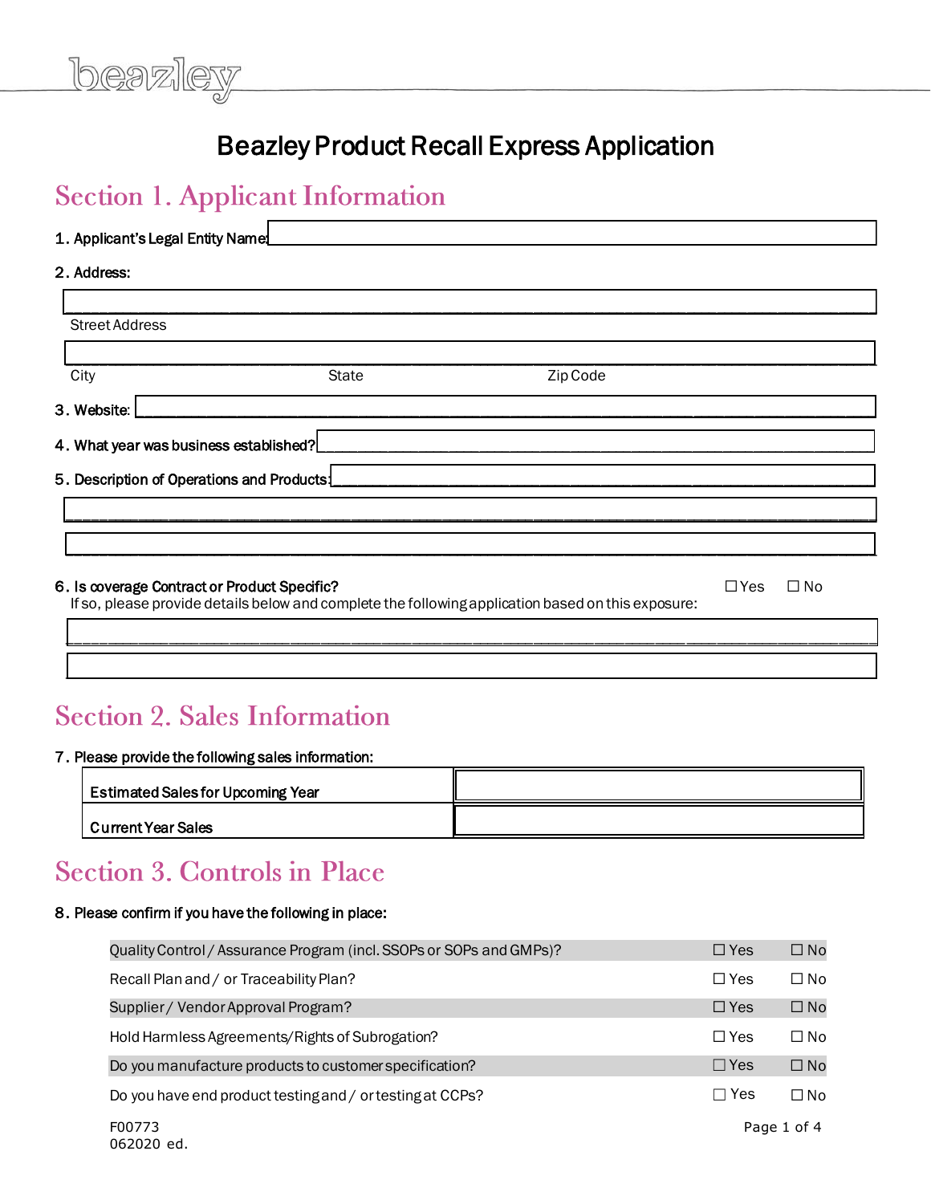# Beazley Product Recall Express Application

## Section 1. Applicant Information

1. Applicant's Legal Entity Name: ______________________________

2. Address:

______________________________
Street Address

______________________________
City State Zip Code

3. Website: ______________________________

4. What year was business established? ______________________________

5. Description of Operations and Products: ______________________________

______________________________

______________________________

6. Is coverage Contract or Product Specific? ☐ Yes ☐ No
If so, please provide details below and complete the following application based on this exposure:

______________________________

______________________________

## Section 2. Sales Information

7. Please provide the following sales information:

| | |
|---|---|
| **Estimated Sales for Upcoming Year** | |
| **Current Year Sales** | |

## Section 3. Controls in Place

8. Please confirm if you have the following in place:

| | | |
|---|---|---|
| Quality Control / Assurance Program (incl. SSOPs or SOPs and GMPs)? | ☐ Yes | ☐ No |
| Recall Plan and / or Traceability Plan? | ☐ Yes | ☐ No |
| Supplier / Vendor Approval Program? | ☐ Yes | ☐ No |
| Hold Harmless Agreements/Rights of Subrogation? | ☐ Yes | ☐ No |
| Do you manufacture products to customer specification? | ☐ Yes | ☐ No |
| Do you have end product testing and / or testing at CCPs? | ☐ Yes | ☐ No |

F00773
062020 ed.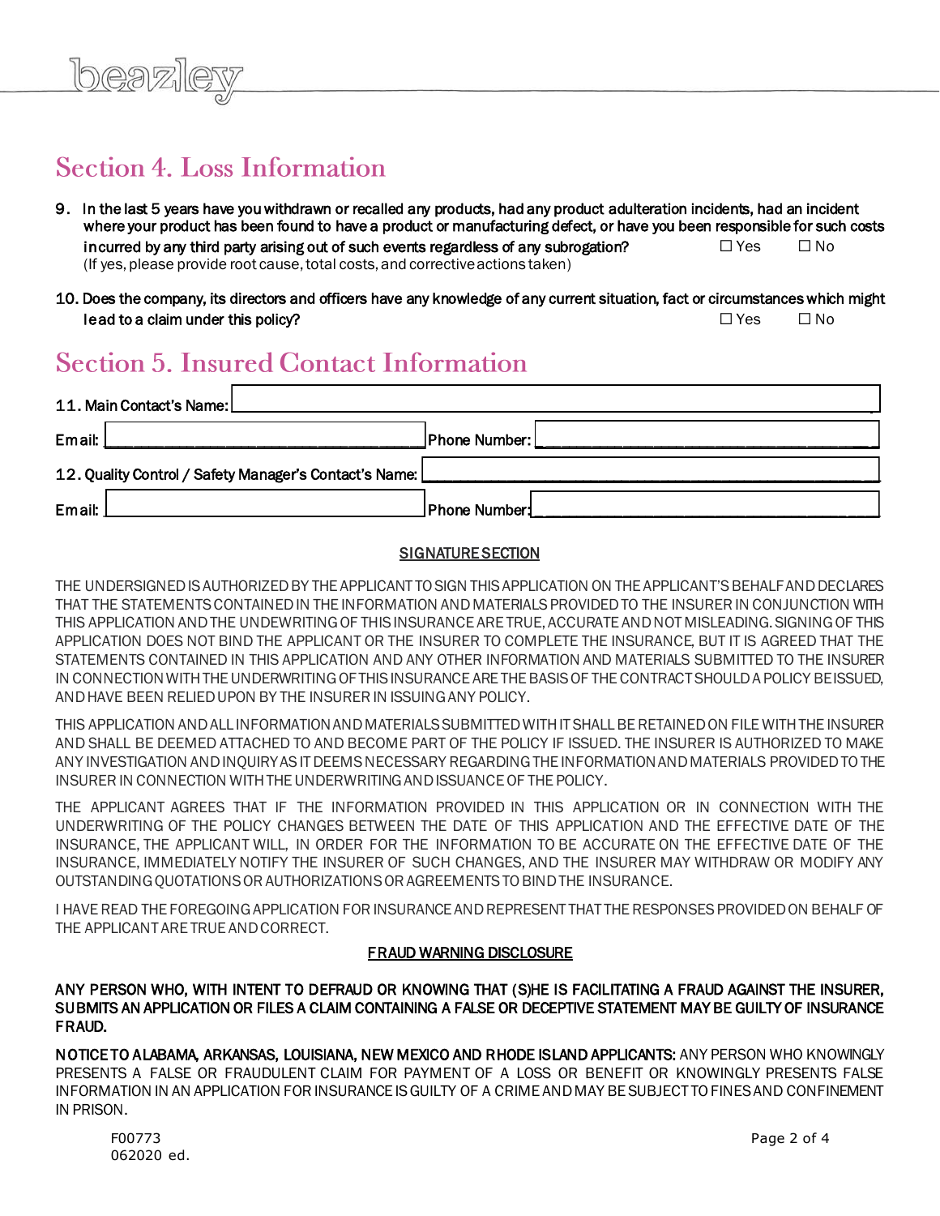## Section 4. Loss Information

9. In the last 5 years have you withdrawn or recalled any products, had any product adulteration incidents, had an incident where your product has been found to have a product or manufacturing defect, or have you been responsible for such costs incurred by any third party arising out of such events regardless of any subrogation? ☐ Yes ☐ No
(If yes, please provide root cause, total costs, and corrective actions taken)

10. Does the company, its directors and officers have any knowledge of any current situation, fact or circumstances which might lead to a claim under this policy? ☐ Yes ☐ No

## Section 5. Insured Contact Information

11. Main Contact's Name: ______________________________

Email: ______________________________ Phone Number: ______________________________

12. Quality Control / Safety Manager's Contact's Name: ______________________________

Email: ______________________________ Phone Number: ______________________________

**SIGNATURE SECTION**

THE UNDERSIGNED IS AUTHORIZED BY THE APPLICANT TO SIGN THIS APPLICATION ON THE APPLICANT'S BEHALF AND DECLARES THAT THE STATEMENTS CONTAINED IN THE INFORMATION AND MATERIALS PROVIDED TO THE INSURER IN CONJUNCTION WITH THIS APPLICATION AND THE UNDEWRITING OF THIS INSURANCE ARE TRUE, ACCURATE AND NOT MISLEADING. SIGNING OF THIS APPLICATION DOES NOT BIND THE APPLICANT OR THE INSURER TO COMPLETE THE INSURANCE, BUT IT IS AGREED THAT THE STATEMENTS CONTAINED IN THIS APPLICATION AND ANY OTHER INFORMATION AND MATERIALS SUBMITTED TO THE INSURER IN CONNECTION WITH THE UNDERWRITING OF THIS INSURANCE ARE THE BASIS OF THE CONTRACT SHOULD A POLICY BE ISSUED, AND HAVE BEEN RELIED UPON BY THE INSURER IN ISSUING ANY POLICY.

THIS APPLICATION AND ALL INFORMATION AND MATERIALS SUBMITTED WITH IT SHALL BE RETAINED ON FILE WITH THE INSURER AND SHALL BE DEEMED ATTACHED TO AND BECOME PART OF THE POLICY IF ISSUED. THE INSURER IS AUTHORIZED TO MAKE ANY INVESTIGATION AND INQUIRY AS IT DEEMS NECESSARY REGARDING THE INFORMATION AND MATERIALS PROVIDED TO THE INSURER IN CONNECTION WITH THE UNDERWRITING AND ISSUANCE OF THE POLICY.

THE APPLICANT AGREES THAT IF THE INFORMATION PROVIDED IN THIS APPLICATION OR IN CONNECTION WITH THE UNDERWRITING OF THE POLICY CHANGES BETWEEN THE DATE OF THIS APPLICATION AND THE EFFECTIVE DATE OF THE INSURANCE, THE APPLICANT WILL, IN ORDER FOR THE INFORMATION TO BE ACCURATE ON THE EFFECTIVE DATE OF THE INSURANCE, IMMEDIATELY NOTIFY THE INSURER OF SUCH CHANGES, AND THE INSURER MAY WITHDRAW OR MODIFY ANY OUTSTANDING QUOTATIONS OR AUTHORIZATIONS OR AGREEMENTS TO BIND THE INSURANCE.

I HAVE READ THE FOREGOING APPLICATION FOR INSURANCE AND REPRESENT THAT THE RESPONSES PROVIDED ON BEHALF OF THE APPLICANT ARE TRUE AND CORRECT.

**FRAUD WARNING DISCLOSURE**

**ANY PERSON WHO, WITH INTENT TO DEFRAUD OR KNOWING THAT (S)HE IS FACILITATING A FRAUD AGAINST THE INSURER, SUBMITS AN APPLICATION OR FILES A CLAIM CONTAINING A FALSE OR DECEPTIVE STATEMENT MAY BE GUILTY OF INSURANCE FRAUD.**

**NOTICE TO ALABAMA, ARKANSAS, LOUISIANA, NEW MEXICO AND RHODE ISLAND APPLICANTS:** ANY PERSON WHO KNOWINGLY PRESENTS A FALSE OR FRAUDULENT CLAIM FOR PAYMENT OF A LOSS OR BENEFIT OR KNOWINGLY PRESENTS FALSE INFORMATION IN AN APPLICATION FOR INSURANCE IS GUILTY OF A CRIME AND MAY BE SUBJECT TO FINES AND CONFINEMENT IN PRISON.

F00773
062020 ed.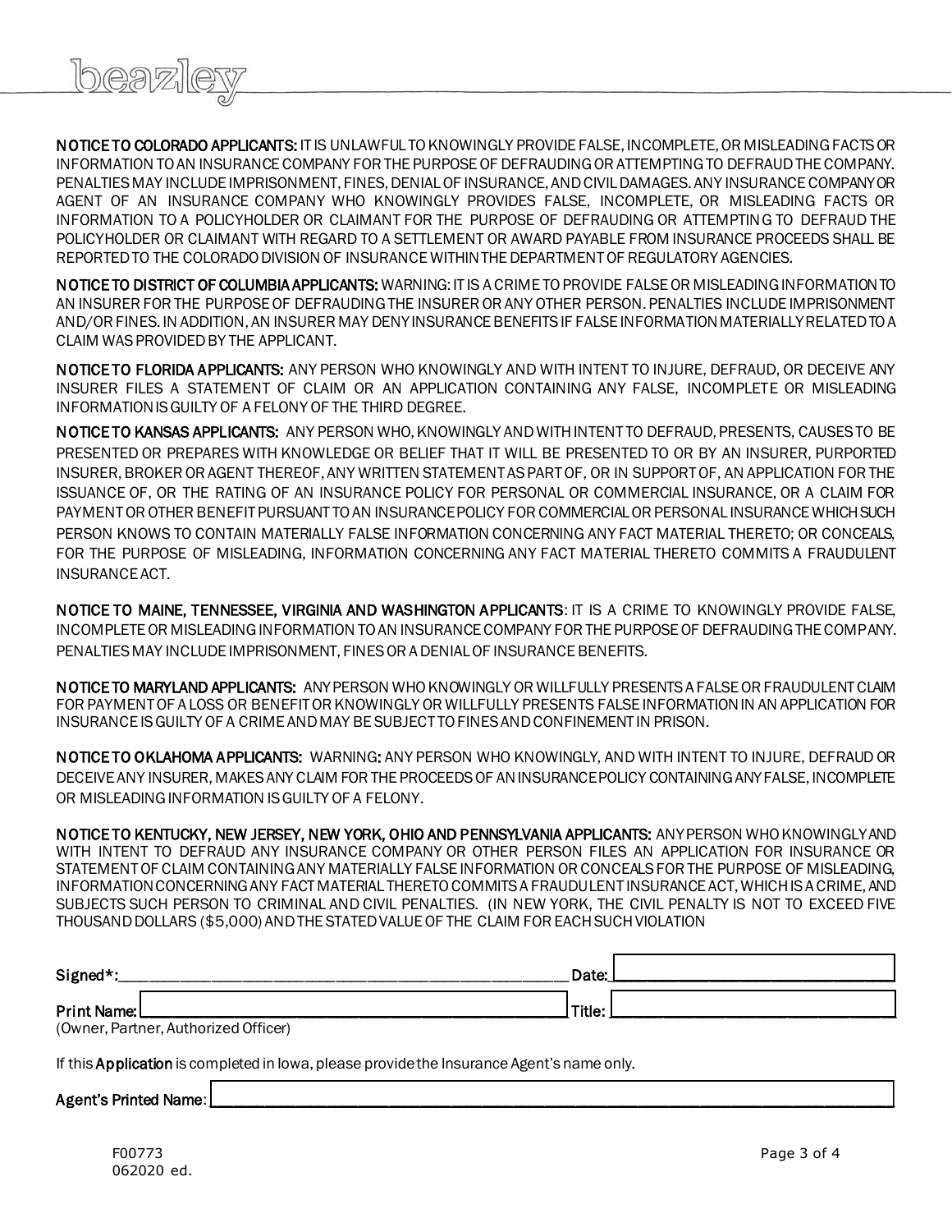**NOTICE TO COLORADO APPLICANTS:** IT IS UNLAWFUL TO KNOWINGLY PROVIDE FALSE, INCOMPLETE, OR MISLEADING FACTS OR INFORMATION TO AN INSURANCE COMPANY FOR THE PURPOSE OF DEFRAUDING OR ATTEMPTING TO DEFRAUD THE COMPANY. PENALTIES MAY INCLUDE IMPRISONMENT, FINES, DENIAL OF INSURANCE, AND CIVIL DAMAGES. ANY INSURANCE COMPANY OR AGENT OF AN INSURANCE COMPANY WHO KNOWINGLY PROVIDES FALSE, INCOMPLETE, OR MISLEADING FACTS OR INFORMATION TO A POLICYHOLDER OR CLAIMANT FOR THE PURPOSE OF DEFRAUDING OR ATTEMPTING TO DEFRAUD THE POLICYHOLDER OR CLAIMANT WITH REGARD TO A SETTLEMENT OR AWARD PAYABLE FROM INSURANCE PROCEEDS SHALL BE REPORTED TO THE COLORADO DIVISION OF INSURANCE WITHIN THE DEPARTMENT OF REGULATORY AGENCIES.

**NOTICE TO DISTRICT OF COLUMBIA APPLICANTS:** WARNING: IT IS A CRIME TO PROVIDE FALSE OR MISLEADING INFORMATION TO AN INSURER FOR THE PURPOSE OF DEFRAUDING THE INSURER OR ANY OTHER PERSON. PENALTIES INCLUDE IMPRISONMENT AND/OR FINES. IN ADDITION, AN INSURER MAY DENY INSURANCE BENEFITS IF FALSE INFORMATION MATERIALLY RELATED TO A CLAIM WAS PROVIDED BY THE APPLICANT.

**NOTICE TO FLORIDA APPLICANTS:** ANY PERSON WHO KNOWINGLY AND WITH INTENT TO INJURE, DEFRAUD, OR DECEIVE ANY INSURER FILES A STATEMENT OF CLAIM OR AN APPLICATION CONTAINING ANY FALSE, INCOMPLETE OR MISLEADING INFORMATION IS GUILTY OF A FELONY OF THE THIRD DEGREE.

**NOTICE TO KANSAS APPLICANTS:** ANY PERSON WHO, KNOWINGLY AND WITH INTENT TO DEFRAUD, PRESENTS, CAUSES TO BE PRESENTED OR PREPARES WITH KNOWLEDGE OR BELIEF THAT IT WILL BE PRESENTED TO OR BY AN INSURER, PURPORTED INSURER, BROKER OR AGENT THEREOF, ANY WRITTEN STATEMENT AS PART OF, OR IN SUPPORT OF, AN APPLICATION FOR THE ISSUANCE OF, OR THE RATING OF AN INSURANCE POLICY FOR PERSONAL OR COMMERCIAL INSURANCE, OR A CLAIM FOR PAYMENT OR OTHER BENEFIT PURSUANT TO AN INSURANCE POLICY FOR COMMERCIAL OR PERSONAL INSURANCE WHICH SUCH PERSON KNOWS TO CONTAIN MATERIALLY FALSE INFORMATION CONCERNING ANY FACT MATERIAL THERETO; OR CONCEALS, FOR THE PURPOSE OF MISLEADING, INFORMATION CONCERNING ANY FACT MATERIAL THERETO COMMITS A FRAUDULENT INSURANCE ACT.

**NOTICE TO MAINE, TENNESSEE, VIRGINIA AND WASHINGTON APPLICANTS**: IT IS A CRIME TO KNOWINGLY PROVIDE FALSE, INCOMPLETE OR MISLEADING INFORMATION TO AN INSURANCE COMPANY FOR THE PURPOSE OF DEFRAUDING THE COMPANY. PENALTIES MAY INCLUDE IMPRISONMENT, FINES OR A DENIAL OF INSURANCE BENEFITS.

**NOTICE TO MARYLAND APPLICANTS:** ANY PERSON WHO KNOWINGLY OR WILLFULLY PRESENTS A FALSE OR FRAUDULENT CLAIM FOR PAYMENT OF A LOSS OR BENEFIT OR KNOWINGLY OR WILLFULLY PRESENTS FALSE INFORMATION IN AN APPLICATION FOR INSURANCE IS GUILTY OF A CRIME AND MAY BE SUBJECT TO FINES AND CONFINEMENT IN PRISON.

**NOTICE TO OKLAHOMA APPLICANTS:** WARNING: ANY PERSON WHO KNOWINGLY, AND WITH INTENT TO INJURE, DEFRAUD OR DECEIVE ANY INSURER, MAKES ANY CLAIM FOR THE PROCEEDS OF AN INSURANCE POLICY CONTAINING ANY FALSE, INCOMPLETE OR MISLEADING INFORMATION IS GUILTY OF A FELONY.

**NOTICE TO KENTUCKY, NEW JERSEY, NEW YORK, OHIO AND PENNSYLVANIA APPLICANTS:** ANY PERSON WHO KNOWINGLY AND WITH INTENT TO DEFRAUD ANY INSURANCE COMPANY OR OTHER PERSON FILES AN APPLICATION FOR INSURANCE OR STATEMENT OF CLAIM CONTAINING ANY MATERIALLY FALSE INFORMATION OR CONCEALS FOR THE PURPOSE OF MISLEADING, INFORMATION CONCERNING ANY FACT MATERIAL THERETO COMMITS A FRAUDULENT INSURANCE ACT, WHICH IS A CRIME, AND SUBJECTS SUCH PERSON TO CRIMINAL AND CIVIL PENALTIES. (IN NEW YORK, THE CIVIL PENALTY IS NOT TO EXCEED FIVE THOUSAND DOLLARS ($5,000) AND THE STATED VALUE OF THE CLAIM FOR EACH SUCH VIOLATION

Signed*:______________________________ Date: ______________

Print Name: ______________________________ Title: ______________
(Owner, Partner, Authorized Officer)

If this **Application** is completed in Iowa, please provide the Insurance Agent's name only.

Agent's Printed Name: ______________________________

F00773
062020 ed.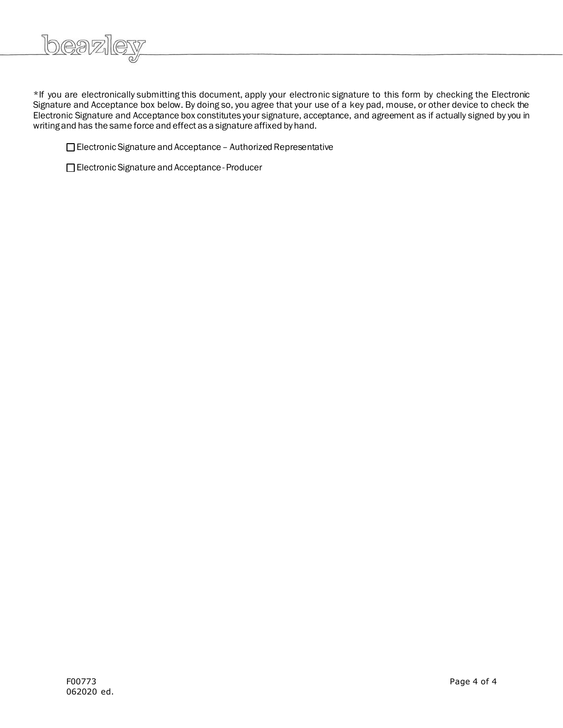*If you are electronically submitting this document, apply your electronic signature to this form by checking the Electronic Signature and Acceptance box below. By doing so, you agree that your use of a key pad, mouse, or other device to check the Electronic Signature and Acceptance box constitutes your signature, acceptance, and agreement as if actually signed by you in writing and has the same force and effect as a signature affixed by hand.

☐ Electronic Signature and Acceptance – Authorized Representative

☐ Electronic Signature and Acceptance - Producer

F00773
062020 ed.